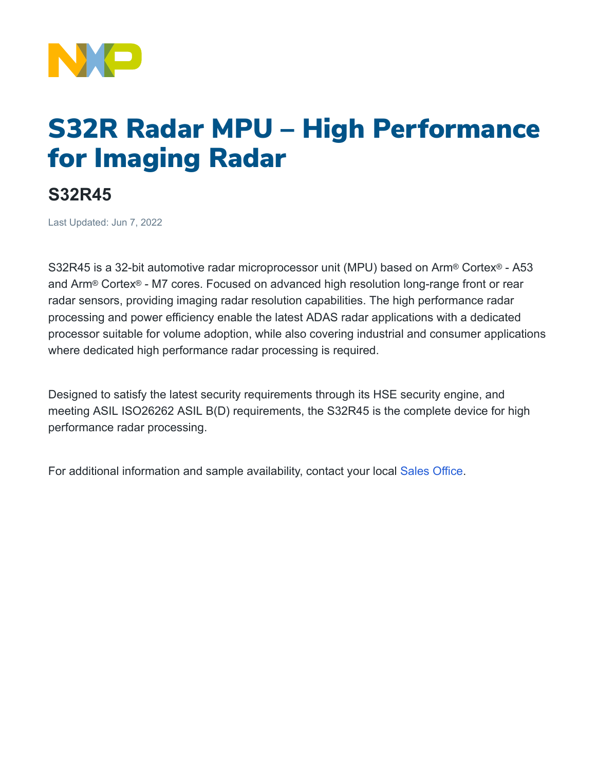# S32R Radar MPU – High Performance for Imaging Radar

## S32R45

Last Updated: Jun 7, 2022

S32R45 is a 32-bit automotive radar microprocessor unit (MPU) based on Arm® Cortex® - A53 and Arm® Cortex® - M7 cores. Focused on advanced high resolution long-range front or rear radar sensors, providing imaging radar resolution capabilities. The high performance radar processing and power efficiency enable the latest ADAS radar applications with a dedicated processor suitable for volume adoption, while also covering industrial and consumer applications where dedicated high performance radar processing is required.

Designed to satisfy the latest security requirements through its HSE security engine, and meeting ASIL ISO26262 ASIL B(D) requirements, the S32R45 is the complete device for high performance radar processing.

For additional information and sample availability, contact your local Sales Office.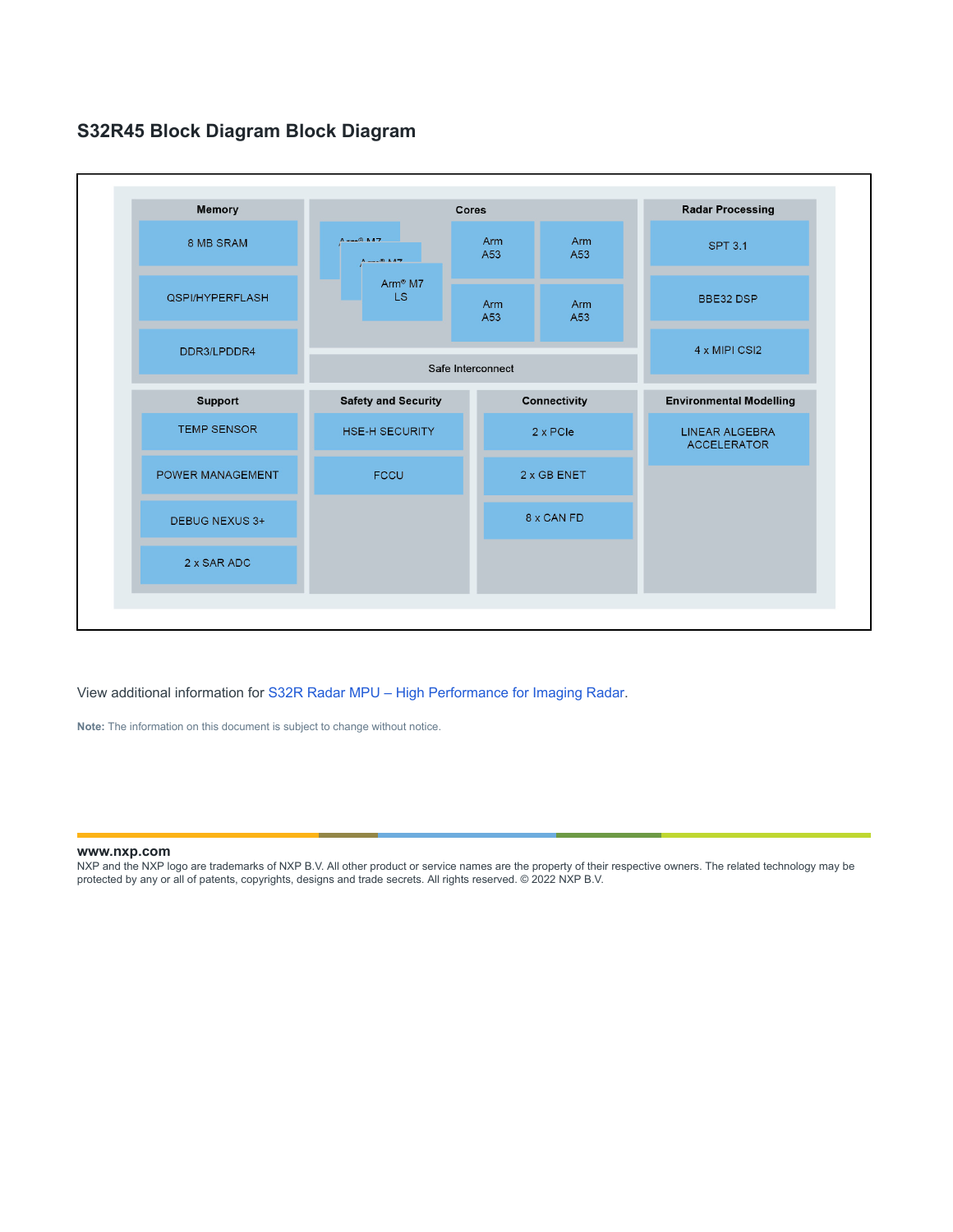## S32R45 Block Diagram Block Diagram

Memory
8 MB SRAM
QSPI/HYPERFLASH
DDR3/LPDDR4

Cores
Arm® M7
LS
Arm
A53
Arm
A53
Arm
A53
Arm
A53
Safe Interconnect

Radar Processing
SPT 3.1
BBE32 DSP
4 x MIPI CSI2

Support
TEMP SENSOR
POWER MANAGEMENT
DEBUG NEXUS 3+
2 x SAR ADC

Safety and Security
HSE-H SECURITY
FCCU

Connectivity
2 x PCIe
2 x GB ENET
8 x CAN FD

Environmental Modelling
LINEAR ALGEBRA
ACCELERATOR

View additional information for S32R Radar MPU – High Performance for Imaging Radar.

**Note:** The information on this document is subject to change without notice.